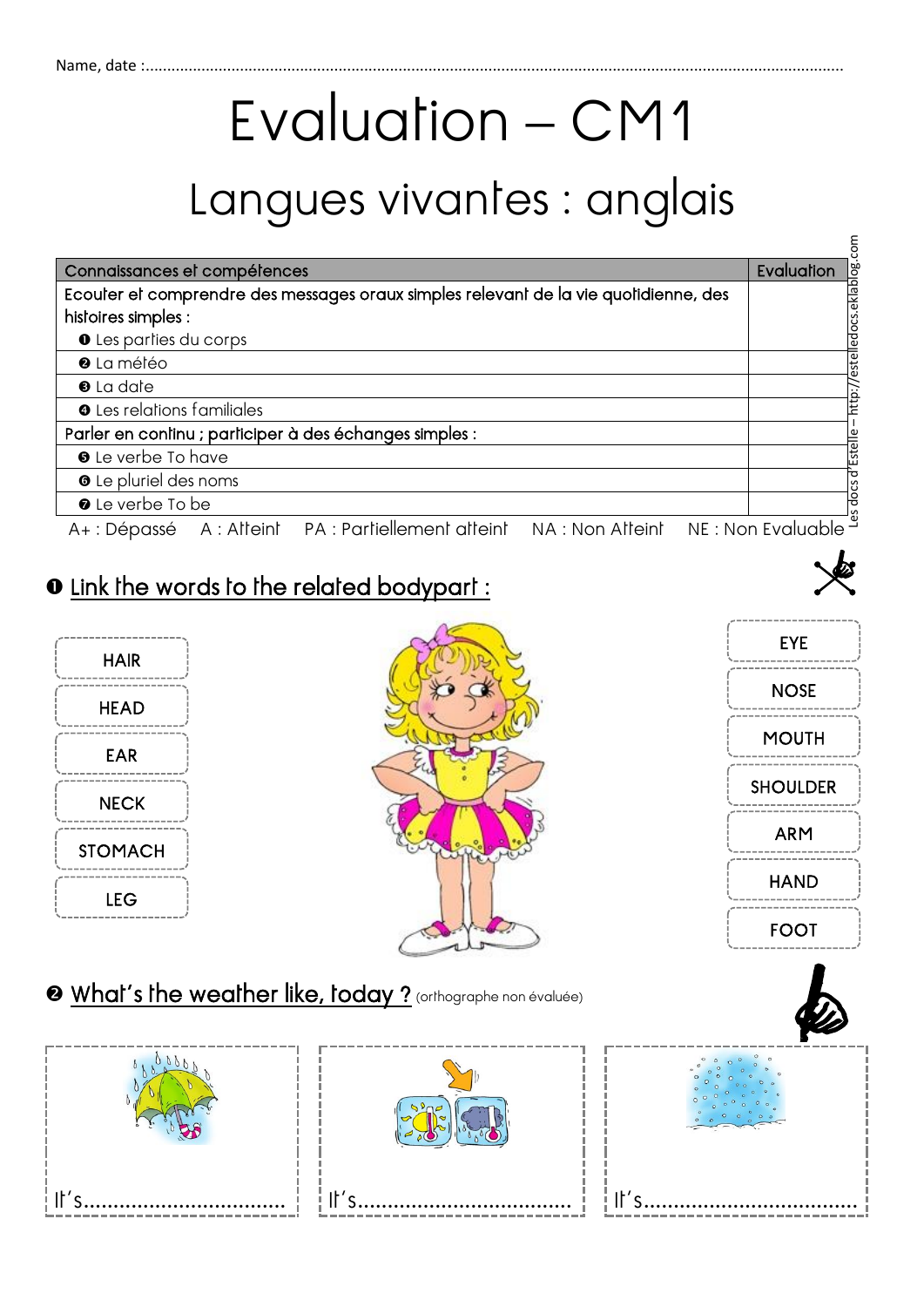Name, date :.......................................................................................................................................................

# Evaluation – CM1

## Langues vivantes : anglais

| Connaissances et compétences | Evaluation |
|---|---|
| Ecouter et comprendre des messages oraux simples relevant de la vie quotidienne, des histoires simples :<br>❶ Les parties du corps | |
| ❷ La météo | |
| ❸ La date | |
| ❹ Les relations familiales | |
| Parler en continu ; participer à des échanges simples : | |
| ❺ Le verbe To have | |
| ❻ Le pluriel des noms | |
| ❼ Le verbe To be | |

A+ : Dépassé A : Atteint PA : Partiellement atteint NA : Non Atteint NE : Non Evaluable

Les docs d'Estelle – http://estelledocs.eklablog.com

### ❶ Link the words to the related bodypart :

HAIR

HEAD

EAR

NECK

STOMACH

LEG

EYE

NOSE

MOUTH

SHOULDER

ARM

HAND

FOOT

### ❷ What's the weather like, today ? (orthographe non évaluée)

It's...................................

It's...................................

It's...................................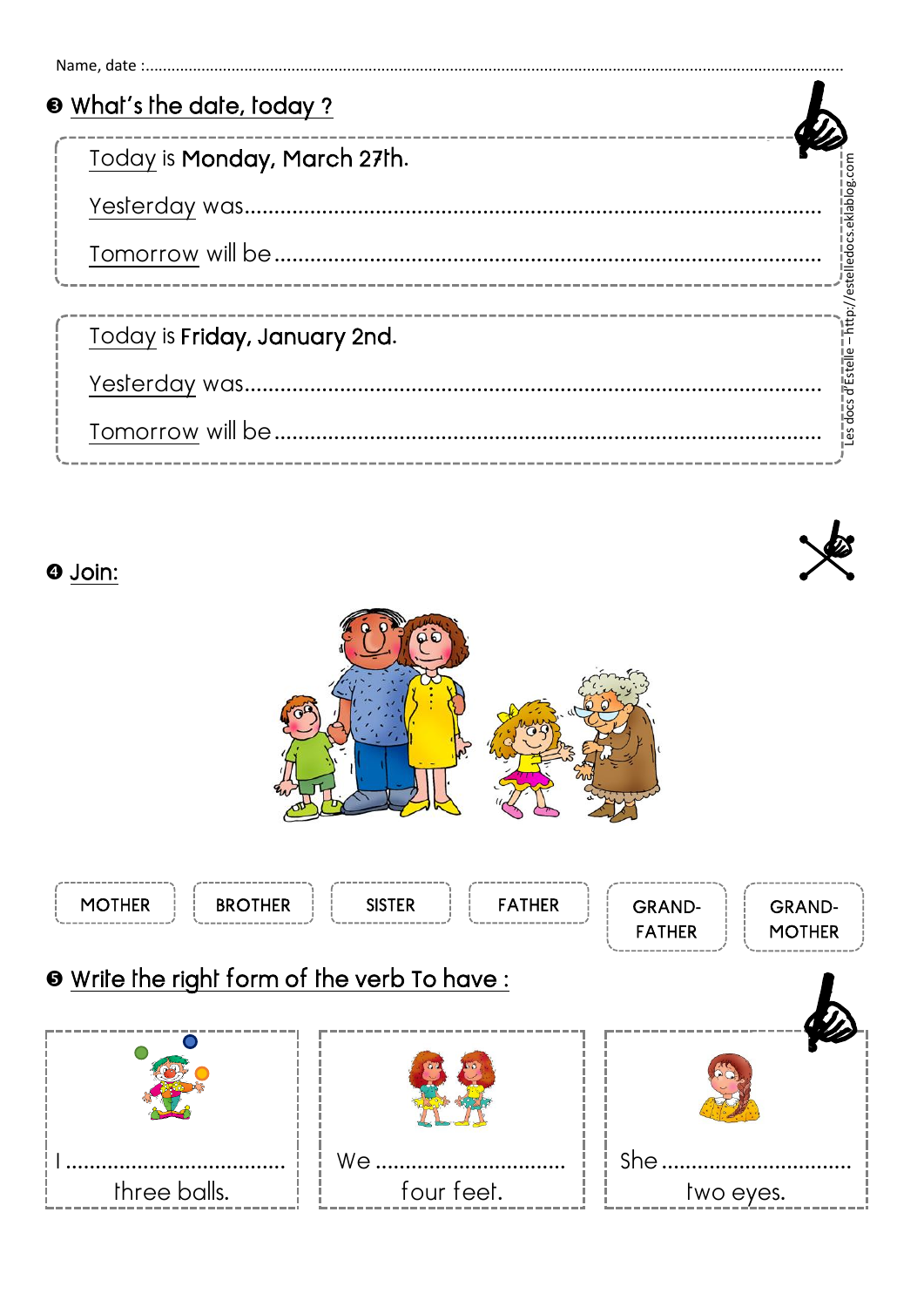Name, date :......................................................................................................................................................

## ❸ What's the date, today ?

Today is **Monday, March 27th.**

Yesterday was...............................................................................................

Tomorrow will be..........................................................................................

Today is **Friday, January 2nd.**

Yesterday was...............................................................................................

Tomorrow will be..........................................................................................

Les docs d'Estelle – http://estelledocs.eklablog.com

## ❹ Join:

| MOTHER | BROTHER | SISTER | FATHER | GRAND-FATHER | GRAND-MOTHER |
|---|---|---|---|---|---|

## ❺ Write the right form of the verb To have :

I .................................... three balls.

We ................................ four feet.

She ................................ two eyes.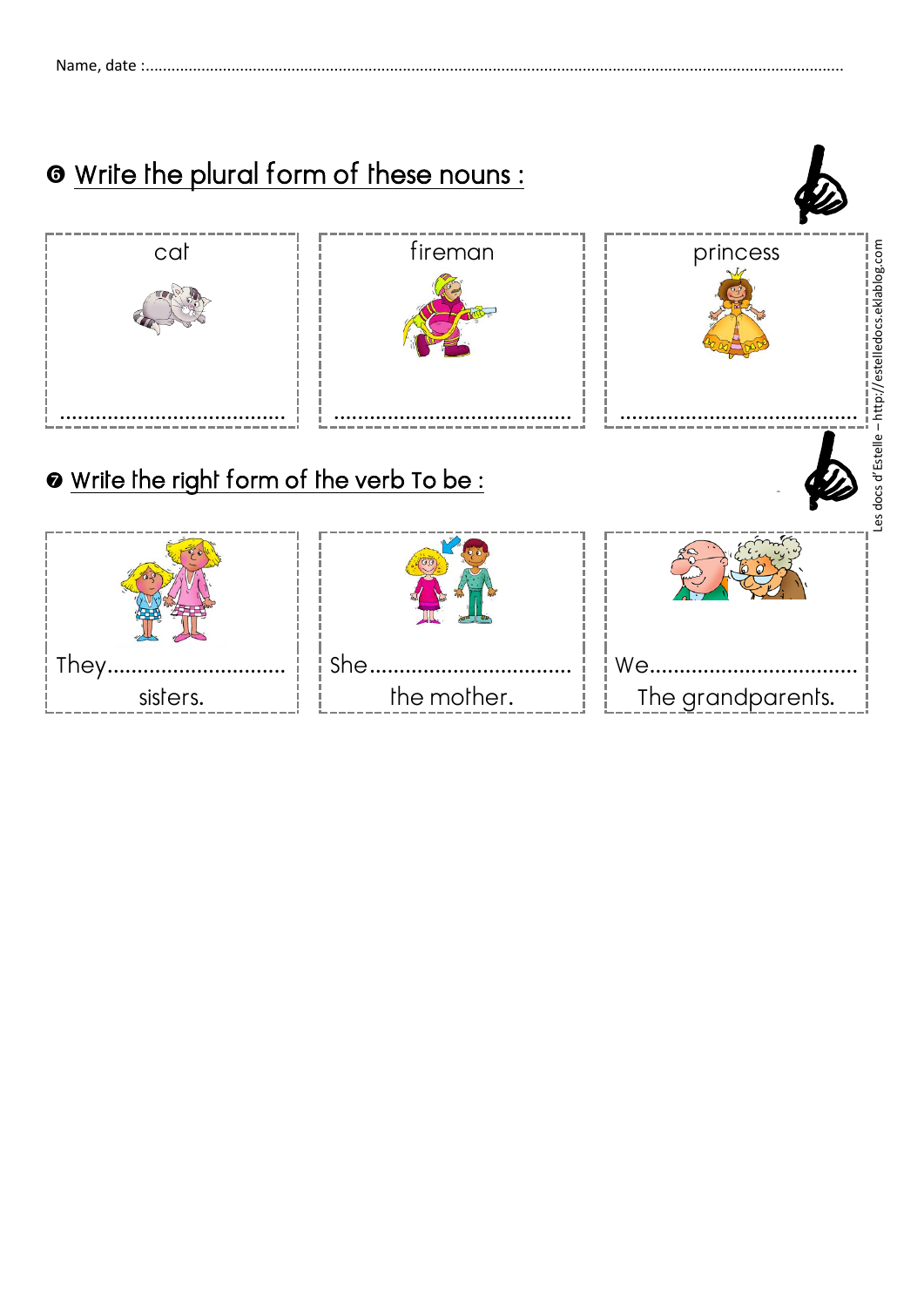Name, date :.............................................................................................................................................................

## ❻ Write the plural form of these nouns :

| | | |
|---|---|---|
| cat | fireman | princess |
| ........................................ | ........................................ | ........................................ |

## ❼ Write the right form of the verb To be :

| | | |
|---|---|---|
| They.............................. sisters. | She................................. the mother. | We.................................. The grandparents. |

Les docs d'Estelle – http://estelledocs.eklablog.com